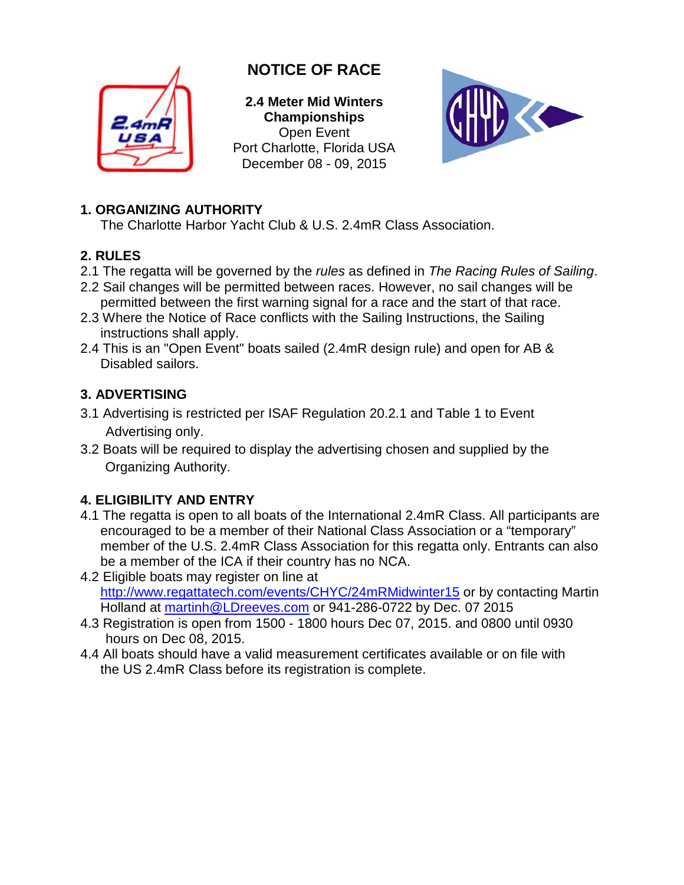# NOTICE OF RACE

**2.4 Meter Mid Winters Championships**
Open Event
Port Charlotte, Florida USA
December 08 - 09, 2015

## 1. ORGANIZING AUTHORITY

The Charlotte Harbor Yacht Club & U.S. 2.4mR Class Association.

## 2. RULES

2.1 The regatta will be governed by the *rules* as defined in *The Racing Rules of Sailing*.

2.2 Sail changes will be permitted between races. However, no sail changes will be permitted between the first warning signal for a race and the start of that race.

2.3 Where the Notice of Race conflicts with the Sailing Instructions, the Sailing instructions shall apply.

2.4 This is an "Open Event" boats sailed (2.4mR design rule) and open for AB & Disabled sailors.

## 3. ADVERTISING

3.1 Advertising is restricted per ISAF Regulation 20.2.1 and Table 1 to Event Advertising only.

3.2 Boats will be required to display the advertising chosen and supplied by the Organizing Authority.

## 4. ELIGIBILITY AND ENTRY

4.1 The regatta is open to all boats of the International 2.4mR Class. All participants are encouraged to be a member of their National Class Association or a "temporary" member of the U.S. 2.4mR Class Association for this regatta only. Entrants can also be a member of the ICA if their country has no NCA.

4.2 Eligible boats may register on line at http://www.regattatech.com/events/CHYC/24mRMidwinter15 or by contacting Martin Holland at martinh@LDreeves.com or 941-286-0722 by Dec. 07 2015

4.3 Registration is open from 1500 - 1800 hours Dec 07, 2015. and 0800 until 0930 hours on Dec 08, 2015.

4.4 All boats should have a valid measurement certificates available or on file with the US 2.4mR Class before its registration is complete.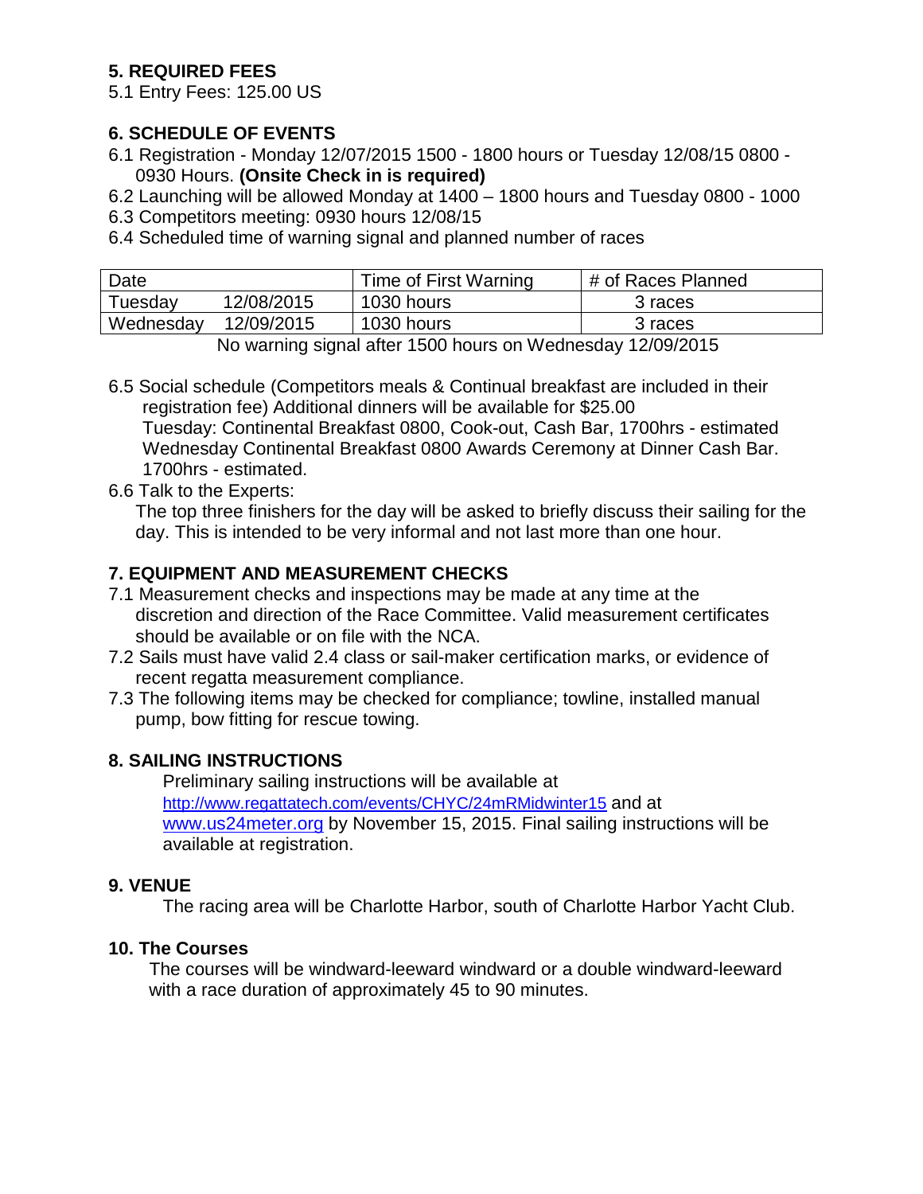## 5. REQUIRED FEES

5.1 Entry Fees: 125.00 US

## 6. SCHEDULE OF EVENTS

6.1 Registration - Monday 12/07/2015 1500 - 1800 hours or Tuesday 12/08/15 0800 - 0930 Hours. **(Onsite Check in is required)**

6.2 Launching will be allowed Monday at 1400 – 1800 hours and Tuesday 0800 - 1000

6.3 Competitors meeting: 0930 hours 12/08/15

6.4 Scheduled time of warning signal and planned number of races

| Date | | Time of First Warning | # of Races Planned |
|---|---|---|---|
| Tuesday | 12/08/2015 | 1030 hours | 3 races |
| Wednesday | 12/09/2015 | 1030 hours | 3 races |

No warning signal after 1500 hours on Wednesday 12/09/2015

6.5 Social schedule (Competitors meals & Continual breakfast are included in their registration fee) Additional dinners will be available for $25.00
Tuesday: Continental Breakfast 0800, Cook-out, Cash Bar, 1700hrs - estimated
Wednesday Continental Breakfast 0800 Awards Ceremony at Dinner Cash Bar. 1700hrs - estimated.

6.6 Talk to the Experts:
The top three finishers for the day will be asked to briefly discuss their sailing for the day. This is intended to be very informal and not last more than one hour.

## 7. EQUIPMENT AND MEASUREMENT CHECKS

7.1 Measurement checks and inspections may be made at any time at the discretion and direction of the Race Committee. Valid measurement certificates should be available or on file with the NCA.

7.2 Sails must have valid 2.4 class or sail-maker certification marks, or evidence of recent regatta measurement compliance.

7.3 The following items may be checked for compliance; towline, installed manual pump, bow fitting for rescue towing.

## 8. SAILING INSTRUCTIONS

Preliminary sailing instructions will be available at http://www.regattatech.com/events/CHYC/24mRMidwinter15 and at www.us24meter.org by November 15, 2015. Final sailing instructions will be available at registration.

## 9. VENUE

The racing area will be Charlotte Harbor, south of Charlotte Harbor Yacht Club.

## 10. The Courses

The courses will be windward-leeward windward or a double windward-leeward with a race duration of approximately 45 to 90 minutes.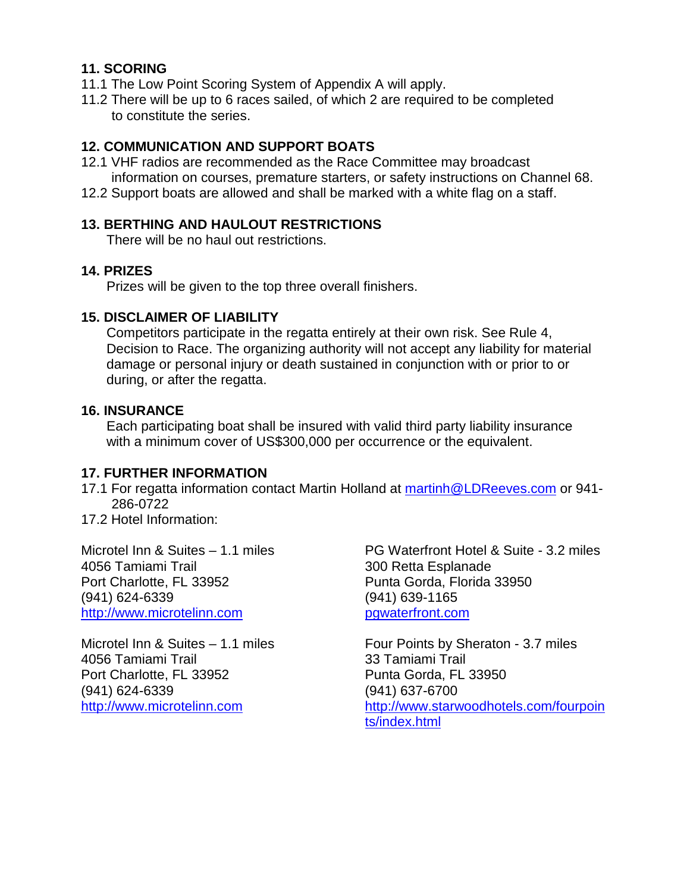## 11. SCORING

11.1 The Low Point Scoring System of Appendix A will apply.

11.2 There will be up to 6 races sailed, of which 2 are required to be completed to constitute the series.

## 12. COMMUNICATION AND SUPPORT BOATS

12.1 VHF radios are recommended as the Race Committee may broadcast information on courses, premature starters, or safety instructions on Channel 68.

12.2 Support boats are allowed and shall be marked with a white flag on a staff.

## 13. BERTHING AND HAULOUT RESTRICTIONS

There will be no haul out restrictions.

## 14. PRIZES

Prizes will be given to the top three overall finishers.

## 15. DISCLAIMER OF LIABILITY

Competitors participate in the regatta entirely at their own risk. See Rule 4, Decision to Race. The organizing authority will not accept any liability for material damage or personal injury or death sustained in conjunction with or prior to or during, or after the regatta.

## 16. INSURANCE

Each participating boat shall be insured with valid third party liability insurance with a minimum cover of US$300,000 per occurrence or the equivalent.

## 17. FURTHER INFORMATION

17.1 For regatta information contact Martin Holland at martinh@LDReeves.com or 941-286-0722

17.2 Hotel Information:

Microtel Inn & Suites – 1.1 miles
4056 Tamiami Trail
Port Charlotte, FL 33952
(941) 624-6339
http://www.microtelinn.com

Microtel Inn & Suites – 1.1 miles
4056 Tamiami Trail
Port Charlotte, FL 33952
(941) 624-6339
http://www.microtelinn.com

PG Waterfront Hotel & Suite - 3.2 miles
300 Retta Esplanade
Punta Gorda, Florida 33950
(941) 639-1165
pgwaterfront.com

Four Points by Sheraton - 3.7 miles
33 Tamiami Trail
Punta Gorda, FL 33950
(941) 637-6700
http://www.starwoodhotels.com/fourpoints/index.html